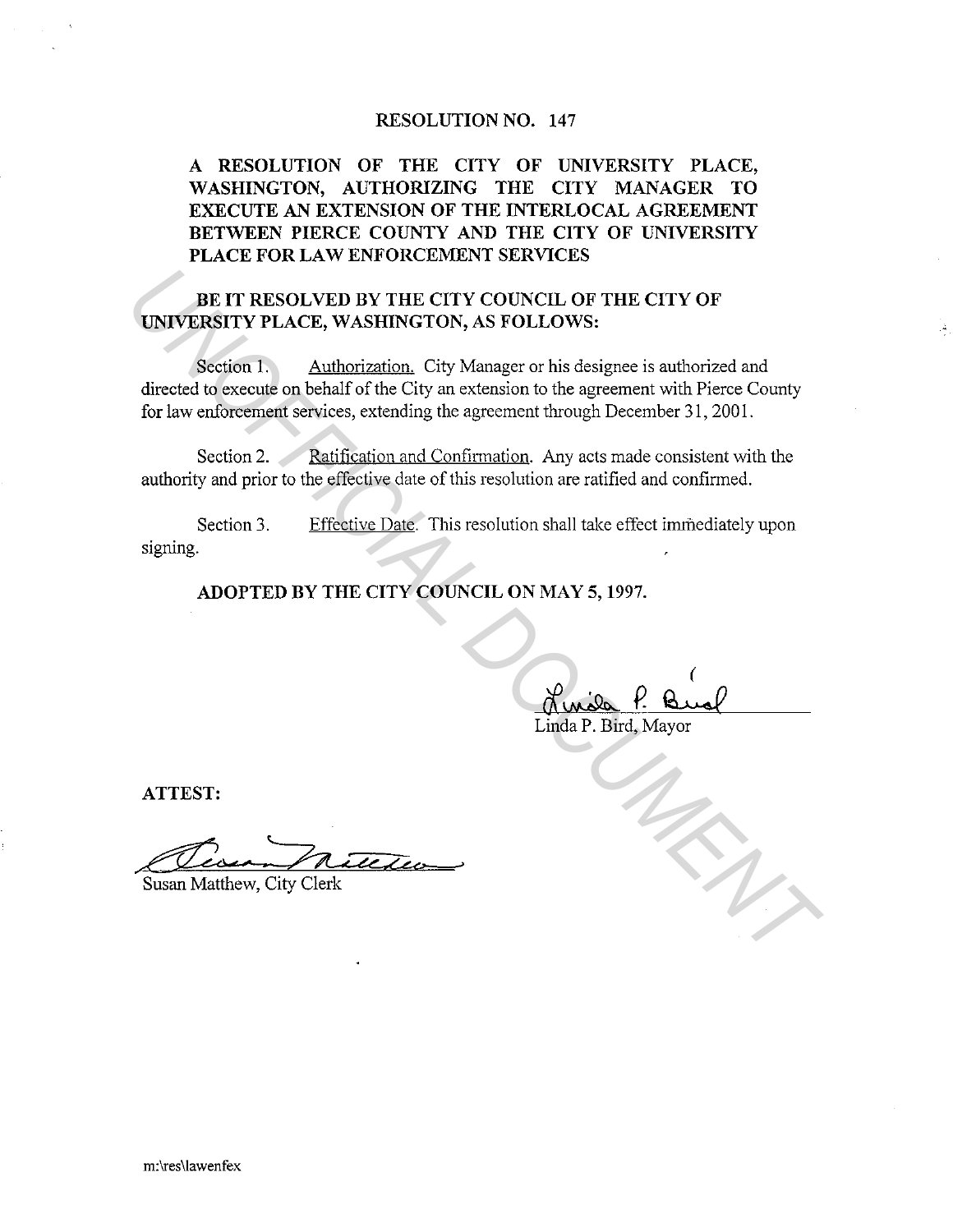# RESOLUTION NO. 147

**A RESOLUTION OF THE CITY OF UNIVERSITY PLACE, WASHINGTON, AUTHORIZING THE CITY MANAGER TO EXECUTE AN EXTENSION OF THE INTERLOCAL AGREEMENT BETWEEN PIERCE COUNTY AND THE CITY OF UNIVERSITY PLACE FOR LAW ENFORCEMENT SERVICES**

**BE IT RESOLVED BY THE CITY COUNCIL OF THE CITY OF UNIVERSITY PLACE, WASHINGTON, AS FOLLOWS:**

Section 1. Authorization. City Manager or his designee is authorized and directed to execute on behalf of the City an extension to the agreement with Pierce County for law enforcement services, extending the agreement through December 31, 2001.

Section 2. Ratification and Confirmation. Any acts made consistent with the authority and prior to the effective date of this resolution are ratified and confirmed.

Section 3. Effective Date. This resolution shall take effect immediately upon signing.

**ADOPTED BY THE CITY COUNCIL ON MAY 5, 1997.**

Linda P. Bird, Mayor

**ATTEST:**

Susan Matthew, City Clerk

m:\res\lawenfex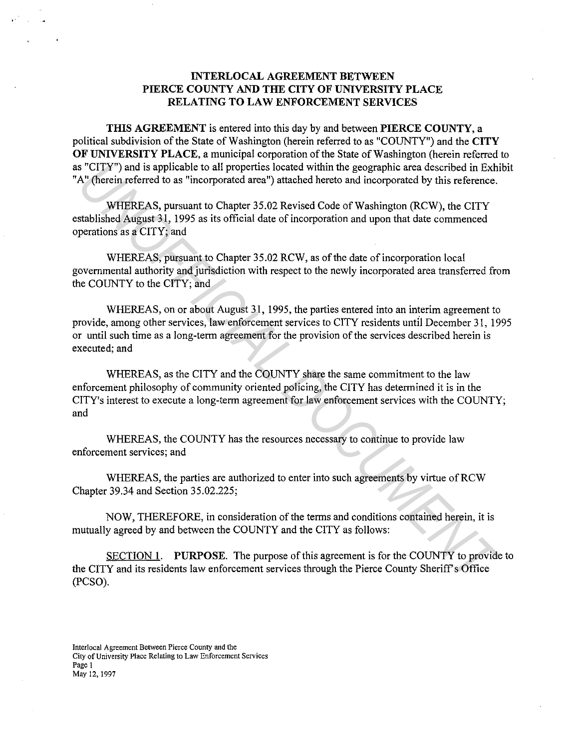**INTERLOCAL AGREEMENT BETWEEN PIERCE COUNTY AND THE CITY OF UNIVERSITY PLACE RELATING TO LAW ENFORCEMENT SERVICES**

**THIS AGREEMENT** is entered into this day by and between **PIERCE COUNTY**, a political subdivision of the State of Washington (herein referred to as "COUNTY") and the **CITY OF UNIVERSITY PLACE**, a municipal corporation of the State of Washington (herein referred to as "CITY") and is applicable to all properties located within the geographic area described in Exhibit "A" (herein referred to as "incorporated area") attached hereto and incorporated by this reference.

WHEREAS, pursuant to Chapter 35.02 Revised Code of Washington (RCW), the CITY established August 31, 1995 as its official date of incorporation and upon that date commenced operations as a CITY; and

WHEREAS, pursuant to Chapter 35.02 RCW, as of the date of incorporation local governmental authority and jurisdiction with respect to the newly incorporated area transferred from the COUNTY to the CITY; and

WHEREAS, on or about August 31, 1995, the parties entered into an interim agreement to provide, among other services, law enforcement services to CITY residents until December 31, 1995 or until such time as a long-term agreement for the provision of the services described herein is executed; and

WHEREAS, as the CITY and the COUNTY share the same commitment to the law enforcement philosophy of community oriented policing, the CITY has determined it is in the CITY's interest to execute a long-term agreement for law enforcement services with the COUNTY; and

WHEREAS, the COUNTY has the resources necessary to continue to provide law enforcement services; and

WHEREAS, the parties are authorized to enter into such agreements by virtue of RCW Chapter 39.34 and Section 35.02.225;

NOW, THEREFORE, in consideration of the terms and conditions contained herein, it is mutually agreed by and between the COUNTY and the CITY as follows:

SECTION 1. **PURPOSE.** The purpose of this agreement is for the COUNTY to provide to the CITY and its residents law enforcement services through the Pierce County Sheriff's Office (PCSO).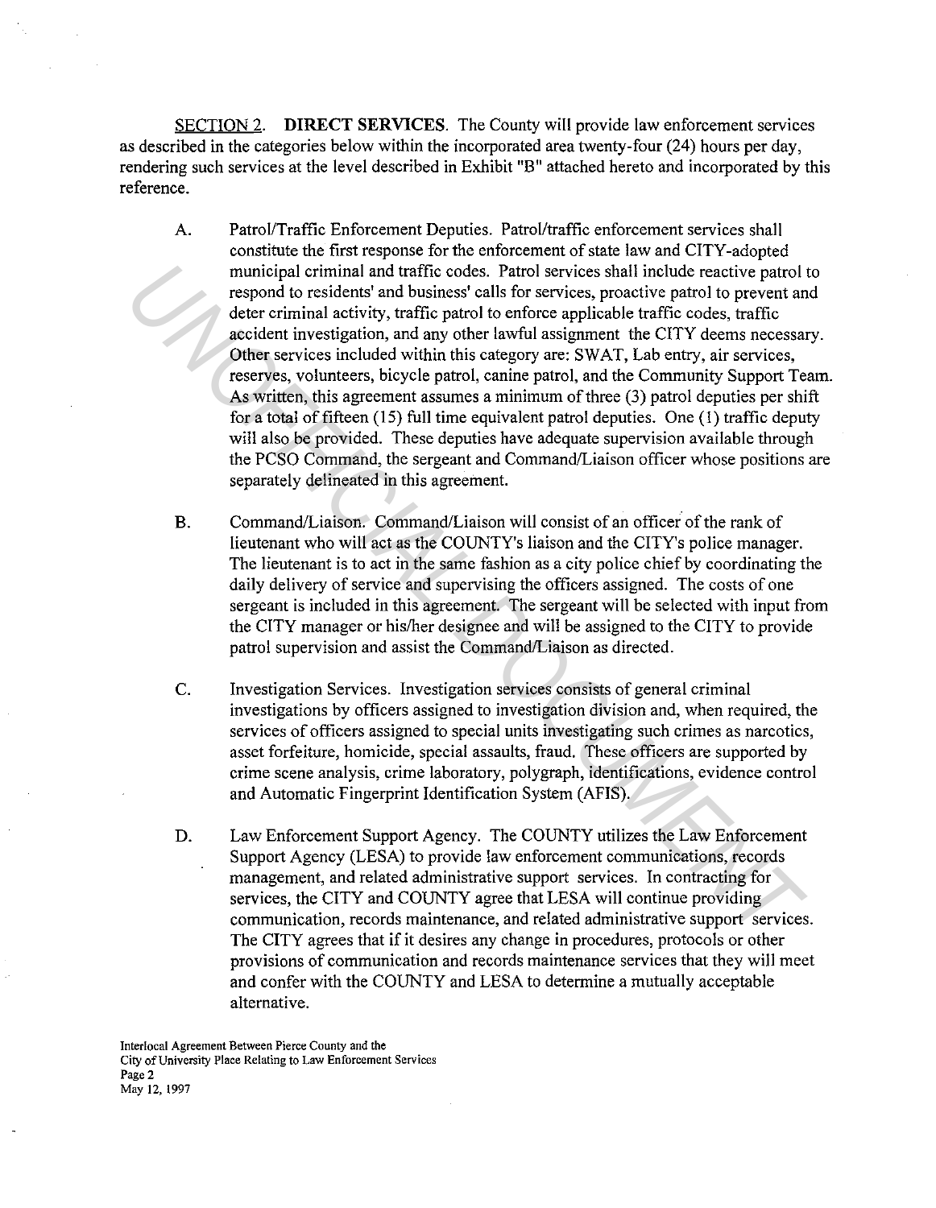<u>SECTION 2</u>. **DIRECT SERVICES**. The County will provide law enforcement services as described in the categories below within the incorporated area twenty-four (24) hours per day, rendering such services at the level described in Exhibit "B" attached hereto and incorporated by this reference.

A. Patrol/Traffic Enforcement Deputies. Patrol/traffic enforcement services shall constitute the first response for the enforcement of state law and CITY-adopted municipal criminal and traffic codes. Patrol services shall include reactive patrol to respond to residents' and business' calls for services, proactive patrol to prevent and deter criminal activity, traffic patrol to enforce applicable traffic codes, traffic accident investigation, and any other lawful assignment the CITY deems necessary. Other services included within this category are: SWAT, Lab entry, air services, reserves, volunteers, bicycle patrol, canine patrol, and the Community Support Team. As written, this agreement assumes a minimum of three (3) patrol deputies per shift for a total of fifteen (15) full time equivalent patrol deputies. One (1) traffic deputy will also be provided. These deputies have adequate supervision available through the PCSO Command, the sergeant and Command/Liaison officer whose positions are separately delineated in this agreement.

B. Command/Liaison. Command/Liaison will consist of an officer of the rank of lieutenant who will act as the COUNTY's liaison and the CITY's police manager. The lieutenant is to act in the same fashion as a city police chief by coordinating the daily delivery of service and supervising the officers assigned. The costs of one sergeant is included in this agreement. The sergeant will be selected with input from the CITY manager or his/her designee and will be assigned to the CITY to provide patrol supervision and assist the Command/Liaison as directed.

C. Investigation Services. Investigation services consists of general criminal investigations by officers assigned to investigation division and, when required, the services of officers assigned to special units investigating such crimes as narcotics, asset forfeiture, homicide, special assaults, fraud. These officers are supported by crime scene analysis, crime laboratory, polygraph, identifications, evidence control and Automatic Fingerprint Identification System (AFIS).

D. Law Enforcement Support Agency. The COUNTY utilizes the Law Enforcement Support Agency (LESA) to provide law enforcement communications, records management, and related administrative support services. In contracting for services, the CITY and COUNTY agree that LESA will continue providing communication, records maintenance, and related administrative support services. The CITY agrees that if it desires any change in procedures, protocols or other provisions of communication and records maintenance services that they will meet and confer with the COUNTY and LESA to determine a mutually acceptable alternative.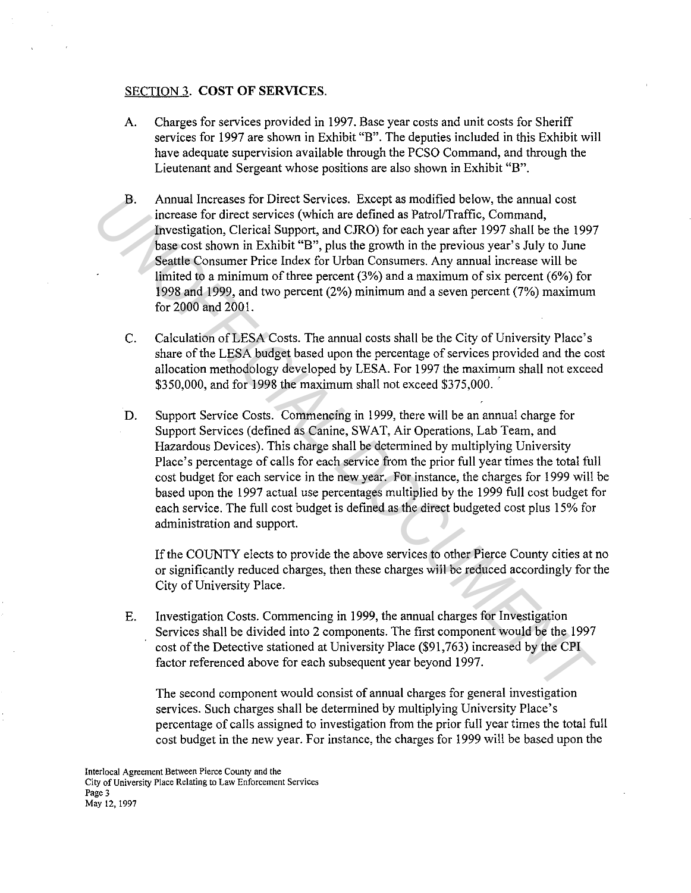SECTION 3. **COST OF SERVICES.**

A. Charges for services provided in 1997. Base year costs and unit costs for Sheriff services for 1997 are shown in Exhibit "B". The deputies included in this Exhibit will have adequate supervision available through the PCSO Command, and through the Lieutenant and Sergeant whose positions are also shown in Exhibit "B".

B. Annual Increases for Direct Services. Except as modified below, the annual cost increase for direct services (which are defined as Patrol/Traffic, Command, Investigation, Clerical Support, and CJRO) for each year after 1997 shall be the 1997 base cost shown in Exhibit "B", plus the growth in the previous year's July to June Seattle Consumer Price Index for Urban Consumers. Any annual increase will be limited to a minimum of three percent (3%) and a maximum of six percent (6%) for 1998 and 1999, and two percent (2%) minimum and a seven percent (7%) maximum for 2000 and 2001.

C. Calculation of LESA Costs. The annual costs shall be the City of University Place's share of the LESA budget based upon the percentage of services provided and the cost allocation methodology developed by LESA. For 1997 the maximum shall not exceed $350,000, and for 1998 the maximum shall not exceed $375,000.

D. Support Service Costs. Commencing in 1999, there will be an annual charge for Support Services (defined as Canine, SWAT, Air Operations, Lab Team, and Hazardous Devices). This charge shall be determined by multiplying University Place's percentage of calls for each service from the prior full year times the total full cost budget for each service in the new year. For instance, the charges for 1999 will be based upon the 1997 actual use percentages multiplied by the 1999 full cost budget for each service. The full cost budget is defined as the direct budgeted cost plus 15% for administration and support.

   If the COUNTY elects to provide the above services to other Pierce County cities at no or significantly reduced charges, then these charges will be reduced accordingly for the City of University Place.

E. Investigation Costs. Commencing in 1999, the annual charges for Investigation Services shall be divided into 2 components. The first component would be the 1997 cost of the Detective stationed at University Place ($91,763) increased by the CPI factor referenced above for each subsequent year beyond 1997.

   The second component would consist of annual charges for general investigation services. Such charges shall be determined by multiplying University Place's percentage of calls assigned to investigation from the prior full year times the total full cost budget in the new year. For instance, the charges for 1999 will be based upon the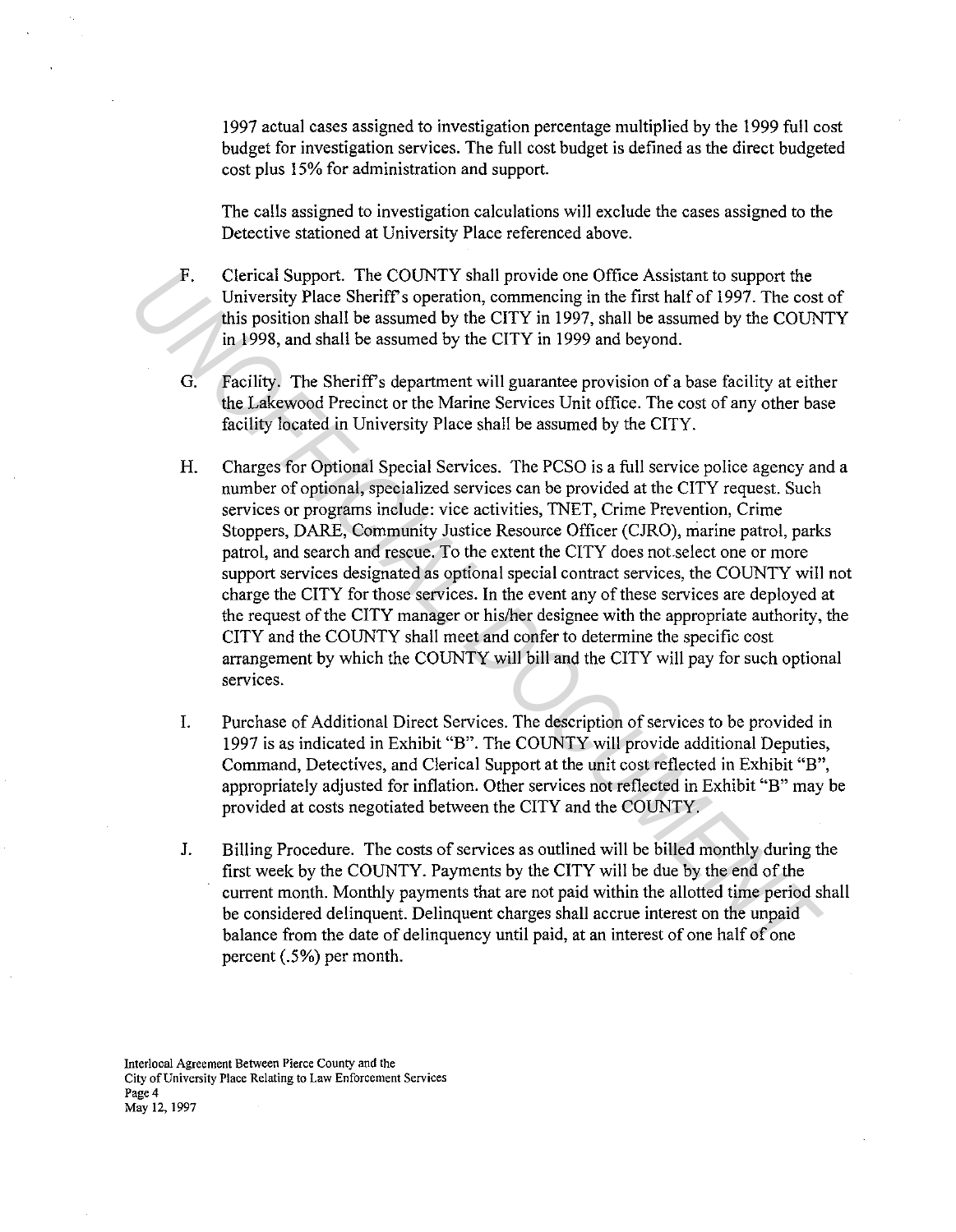1997 actual cases assigned to investigation percentage multiplied by the 1999 full cost budget for investigation services. The full cost budget is defined as the direct budgeted cost plus 15% for administration and support.

The calls assigned to investigation calculations will exclude the cases assigned to the Detective stationed at University Place referenced above.

F. Clerical Support. The COUNTY shall provide one Office Assistant to support the University Place Sheriff's operation, commencing in the first half of 1997. The cost of this position shall be assumed by the CITY in 1997, shall be assumed by the COUNTY in 1998, and shall be assumed by the CITY in 1999 and beyond.

G. Facility. The Sheriff's department will guarantee provision of a base facility at either the Lakewood Precinct or the Marine Services Unit office. The cost of any other base facility located in University Place shall be assumed by the CITY.

H. Charges for Optional Special Services. The PCSO is a full service police agency and a number of optional, specialized services can be provided at the CITY request. Such services or programs include: vice activities, TNET, Crime Prevention, Crime Stoppers, DARE, Community Justice Resource Officer (CJRO), marine patrol, parks patrol, and search and rescue. To the extent the CITY does not select one or more support services designated as optional special contract services, the COUNTY will not charge the CITY for those services. In the event any of these services are deployed at the request of the CITY manager or his/her designee with the appropriate authority, the CITY and the COUNTY shall meet and confer to determine the specific cost arrangement by which the COUNTY will bill and the CITY will pay for such optional services.

I. Purchase of Additional Direct Services. The description of services to be provided in 1997 is as indicated in Exhibit "B". The COUNTY will provide additional Deputies, Command, Detectives, and Clerical Support at the unit cost reflected in Exhibit "B", appropriately adjusted for inflation. Other services not reflected in Exhibit "B" may be provided at costs negotiated between the CITY and the COUNTY.

J. Billing Procedure. The costs of services as outlined will be billed monthly during the first week by the COUNTY. Payments by the CITY will be due by the end of the current month. Monthly payments that are not paid within the allotted time period shall be considered delinquent. Delinquent charges shall accrue interest on the unpaid balance from the date of delinquency until paid, at an interest of one half of one percent (.5%) per month.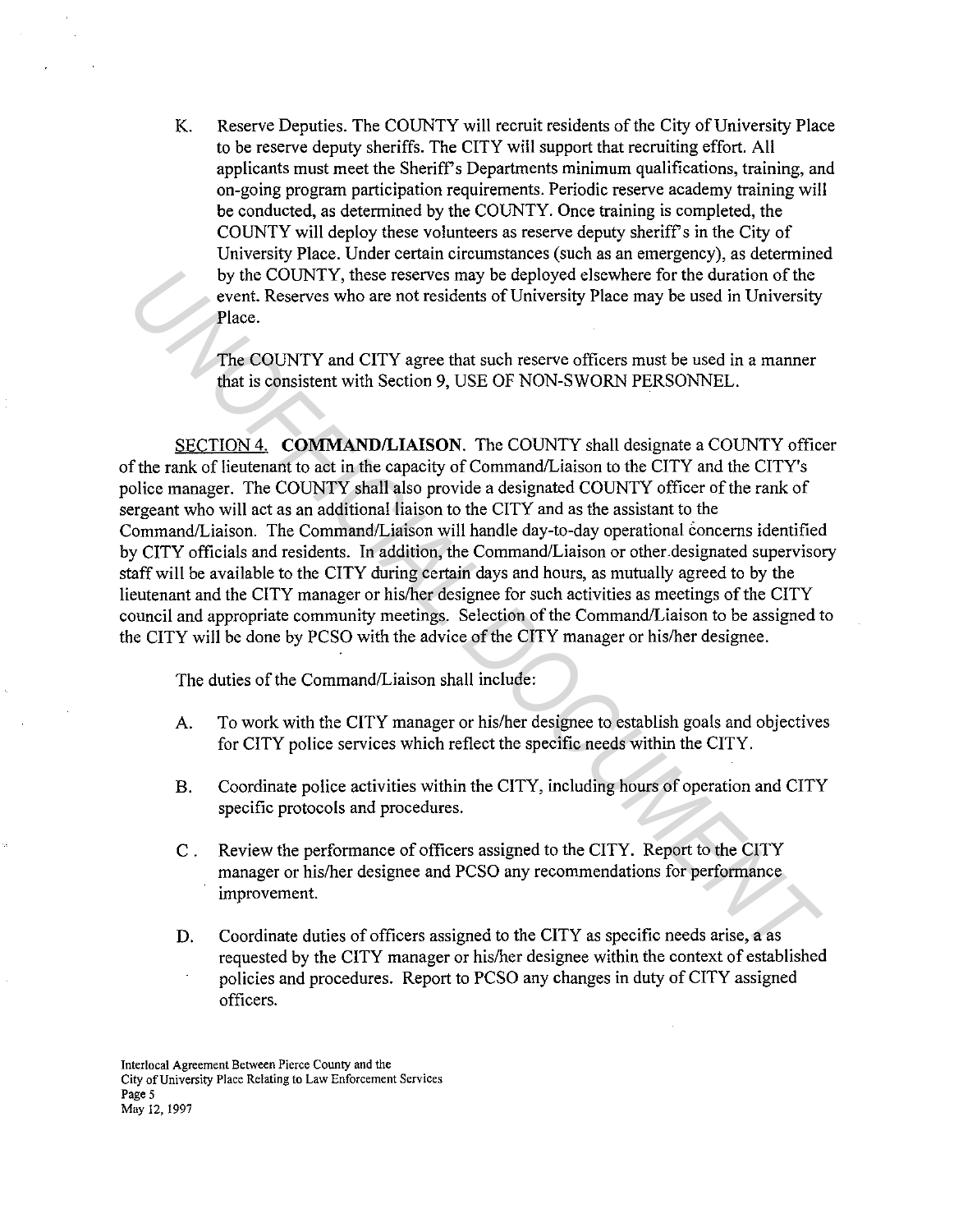K. Reserve Deputies. The COUNTY will recruit residents of the City of University Place to be reserve deputy sheriffs. The CITY will support that recruiting effort. All applicants must meet the Sheriff's Departments minimum qualifications, training, and on-going program participation requirements. Periodic reserve academy training will be conducted, as determined by the COUNTY. Once training is completed, the COUNTY will deploy these volunteers as reserve deputy sheriff's in the City of University Place. Under certain circumstances (such as an emergency), as determined by the COUNTY, these reserves may be deployed elsewhere for the duration of the event. Reserves who are not residents of University Place may be used in University Place.

The COUNTY and CITY agree that such reserve officers must be used in a manner that is consistent with Section 9, USE OF NON-SWORN PERSONNEL.

SECTION 4. **COMMAND/LIAISON**. The COUNTY shall designate a COUNTY officer of the rank of lieutenant to act in the capacity of Command/Liaison to the CITY and the CITY's police manager. The COUNTY shall also provide a designated COUNTY officer of the rank of sergeant who will act as an additional liaison to the CITY and as the assistant to the Command/Liaison. The Command/Liaison will handle day-to-day operational concerns identified by CITY officials and residents. In addition, the Command/Liaison or other designated supervisory staff will be available to the CITY during certain days and hours, as mutually agreed to by the lieutenant and the CITY manager or his/her designee for such activities as meetings of the CITY council and appropriate community meetings. Selection of the Command/Liaison to be assigned to the CITY will be done by PCSO with the advice of the CITY manager or his/her designee.

The duties of the Command/Liaison shall include:

A. To work with the CITY manager or his/her designee to establish goals and objectives for CITY police services which reflect the specific needs within the CITY.

B. Coordinate police activities within the CITY, including hours of operation and CITY specific protocols and procedures.

C. Review the performance of officers assigned to the CITY. Report to the CITY manager or his/her designee and PCSO any recommendations for performance improvement.

D. Coordinate duties of officers assigned to the CITY as specific needs arise, a as requested by the CITY manager or his/her designee within the context of established policies and procedures. Report to PCSO any changes in duty of CITY assigned officers.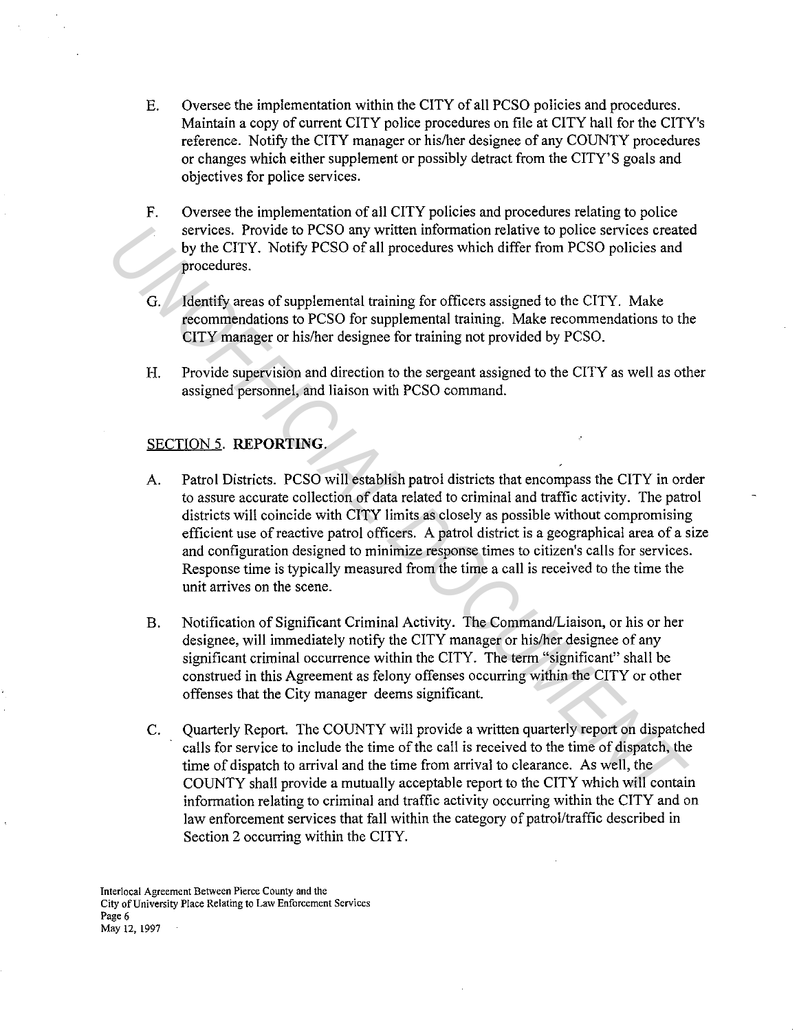E. Oversee the implementation within the CITY of all PCSO policies and procedures. Maintain a copy of current CITY police procedures on file at CITY hall for the CITY's reference. Notify the CITY manager or his/her designee of any COUNTY procedures or changes which either supplement or possibly detract from the CITY'S goals and objectives for police services.

F. Oversee the implementation of all CITY policies and procedures relating to police services. Provide to PCSO any written information relative to police services created by the CITY. Notify PCSO of all procedures which differ from PCSO policies and procedures.

G. Identify areas of supplemental training for officers assigned to the CITY. Make recommendations to PCSO for supplemental training. Make recommendations to the CITY manager or his/her designee for training not provided by PCSO.

H. Provide supervision and direction to the sergeant assigned to the CITY as well as other assigned personnel, and liaison with PCSO command.

SECTION 5. **REPORTING.**

A. Patrol Districts. PCSO will establish patrol districts that encompass the CITY in order to assure accurate collection of data related to criminal and traffic activity. The patrol districts will coincide with CITY limits as closely as possible without compromising efficient use of reactive patrol officers. A patrol district is a geographical area of a size and configuration designed to minimize response times to citizen's calls for services. Response time is typically measured from the time a call is received to the time the unit arrives on the scene.

B. Notification of Significant Criminal Activity. The Command/Liaison, or his or her designee, will immediately notify the CITY manager or his/her designee of any significant criminal occurrence within the CITY. The term "significant" shall be construed in this Agreement as felony offenses occurring within the CITY or other offenses that the City manager deems significant.

C. Quarterly Report. The COUNTY will provide a written quarterly report on dispatched calls for service to include the time of the call is received to the time of dispatch, the time of dispatch to arrival and the time from arrival to clearance. As well, the COUNTY shall provide a mutually acceptable report to the CITY which will contain information relating to criminal and traffic activity occurring within the CITY and on law enforcement services that fall within the category of patrol/traffic described in Section 2 occurring within the CITY.

Interlocal Agreement Between Pierce County and the
City of University Place Relating to Law Enforcement Services
Page 6
May 12, 1997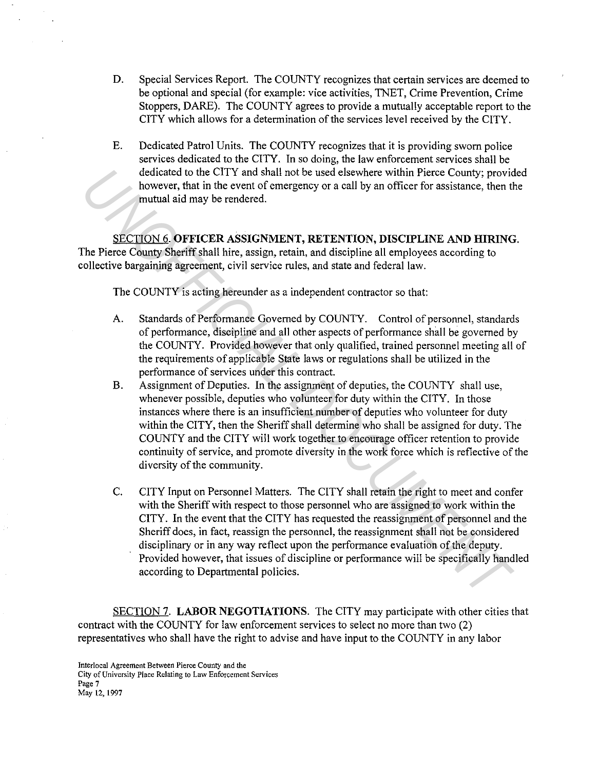D. Special Services Report. The COUNTY recognizes that certain services are deemed to be optional and special (for example: vice activities, TNET, Crime Prevention, Crime Stoppers, DARE). The COUNTY agrees to provide a mutually acceptable report to the CITY which allows for a determination of the services level received by the CITY.

E. Dedicated Patrol Units. The COUNTY recognizes that it is providing sworn police services dedicated to the CITY. In so doing, the law enforcement services shall be dedicated to the CITY and shall not be used elsewhere within Pierce County; provided however, that in the event of emergency or a call by an officer for assistance, then the mutual aid may be rendered.

SECTION 6. **OFFICER ASSIGNMENT, RETENTION, DISCIPLINE AND HIRING.** The Pierce County Sheriff shall hire, assign, retain, and discipline all employees according to collective bargaining agreement, civil service rules, and state and federal law.

The COUNTY is acting hereunder as a independent contractor so that:

A. Standards of Performance Governed by COUNTY. Control of personnel, standards of performance, discipline and all other aspects of performance shall be governed by the COUNTY. Provided however that only qualified, trained personnel meeting all of the requirements of applicable State laws or regulations shall be utilized in the performance of services under this contract.

B. Assignment of Deputies. In the assignment of deputies, the COUNTY shall use, whenever possible, deputies who volunteer for duty within the CITY. In those instances where there is an insufficient number of deputies who volunteer for duty within the CITY, then the Sheriff shall determine who shall be assigned for duty. The COUNTY and the CITY will work together to encourage officer retention to provide continuity of service, and promote diversity in the work force which is reflective of the diversity of the community.

C. CITY Input on Personnel Matters. The CITY shall retain the right to meet and confer with the Sheriff with respect to those personnel who are assigned to work within the CITY. In the event that the CITY has requested the reassignment of personnel and the Sheriff does, in fact, reassign the personnel, the reassignment shall not be considered disciplinary or in any way reflect upon the performance evaluation of the deputy. Provided however, that issues of discipline or performance will be specifically handled according to Departmental policies.

SECTION 7. **LABOR NEGOTIATIONS.** The CITY may participate with other cities that contract with the COUNTY for law enforcement services to select no more than two (2) representatives who shall have the right to advise and have input to the COUNTY in any labor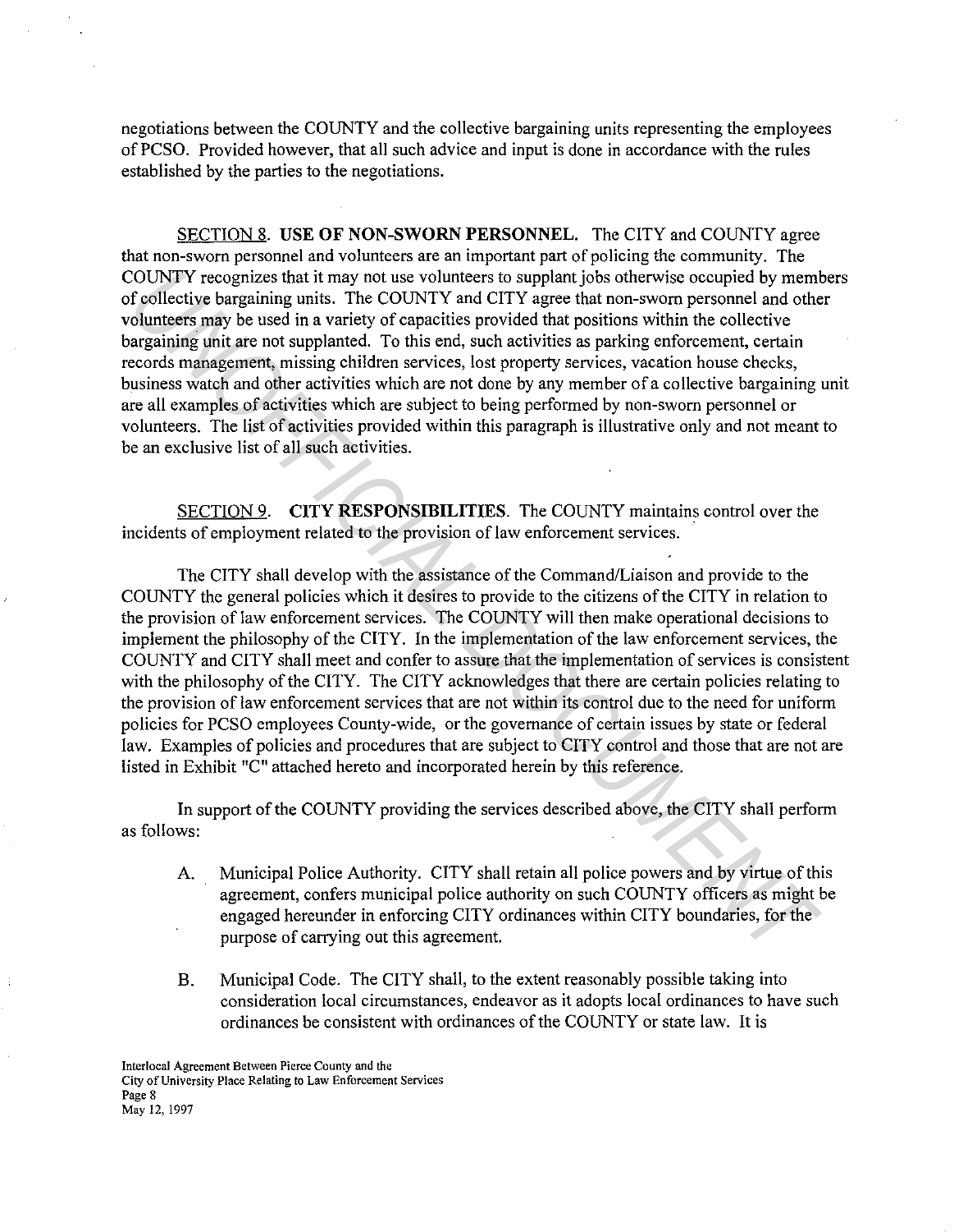negotiations between the COUNTY and the collective bargaining units representing the employees of PCSO. Provided however, that all such advice and input is done in accordance with the rules established by the parties to the negotiations.

SECTION 8. **USE OF NON-SWORN PERSONNEL.** The CITY and COUNTY agree that non-sworn personnel and volunteers are an important part of policing the community. The COUNTY recognizes that it may not use volunteers to supplant jobs otherwise occupied by members of collective bargaining units. The COUNTY and CITY agree that non-sworn personnel and other volunteers may be used in a variety of capacities provided that positions within the collective bargaining unit are not supplanted. To this end, such activities as parking enforcement, certain records management, missing children services, lost property services, vacation house checks, business watch and other activities which are not done by any member of a collective bargaining unit are all examples of activities which are subject to being performed by non-sworn personnel or volunteers. The list of activities provided within this paragraph is illustrative only and not meant to be an exclusive list of all such activities.

SECTION 9. **CITY RESPONSIBILITIES**. The COUNTY maintains control over the incidents of employment related to the provision of law enforcement services.

The CITY shall develop with the assistance of the Command/Liaison and provide to the COUNTY the general policies which it desires to provide to the citizens of the CITY in relation to the provision of law enforcement services. The COUNTY will then make operational decisions to implement the philosophy of the CITY. In the implementation of the law enforcement services, the COUNTY and CITY shall meet and confer to assure that the implementation of services is consistent with the philosophy of the CITY. The CITY acknowledges that there are certain policies relating to the provision of law enforcement services that are not within its control due to the need for uniform policies for PCSO employees County-wide, or the governance of certain issues by state or federal law. Examples of policies and procedures that are subject to CITY control and those that are not are listed in Exhibit "C" attached hereto and incorporated herein by this reference.

In support of the COUNTY providing the services described above, the CITY shall perform as follows:

A. Municipal Police Authority. CITY shall retain all police powers and by virtue of this agreement, confers municipal police authority on such COUNTY officers as might be engaged hereunder in enforcing CITY ordinances within CITY boundaries, for the purpose of carrying out this agreement.

B. Municipal Code. The CITY shall, to the extent reasonably possible taking into consideration local circumstances, endeavor as it adopts local ordinances to have such ordinances be consistent with ordinances of the COUNTY or state law. It is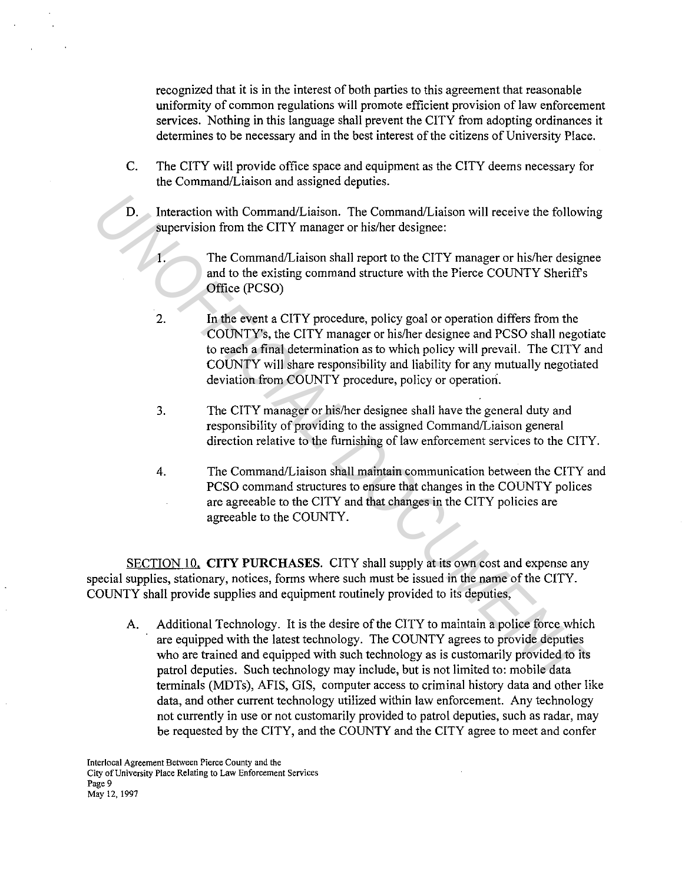recognized that it is in the interest of both parties to this agreement that reasonable uniformity of common regulations will promote efficient provision of law enforcement services. Nothing in this language shall prevent the CITY from adopting ordinances it determines to be necessary and in the best interest of the citizens of University Place.

C. The CITY will provide office space and equipment as the CITY deems necessary for the Command/Liaison and assigned deputies.

D. Interaction with Command/Liaison. The Command/Liaison will receive the following supervision from the CITY manager or his/her designee:

1. The Command/Liaison shall report to the CITY manager or his/her designee and to the existing command structure with the Pierce COUNTY Sheriff's Office (PCSO)

2. In the event a CITY procedure, policy goal or operation differs from the COUNTY's, the CITY manager or his/her designee and PCSO shall negotiate to reach a final determination as to which policy will prevail. The CITY and COUNTY will share responsibility and liability for any mutually negotiated deviation from COUNTY procedure, policy or operation.

3. The CITY manager or his/her designee shall have the general duty and responsibility of providing to the assigned Command/Liaison general direction relative to the furnishing of law enforcement services to the CITY.

4. The Command/Liaison shall maintain communication between the CITY and PCSO command structures to ensure that changes in the COUNTY polices are agreeable to the CITY and that changes in the CITY policies are agreeable to the COUNTY.

SECTION 10. **CITY PURCHASES.** CITY shall supply at its own cost and expense any special supplies, stationary, notices, forms where such must be issued in the name of the CITY. COUNTY shall provide supplies and equipment routinely provided to its deputies,

A. Additional Technology. It is the desire of the CITY to maintain a police force which are equipped with the latest technology. The COUNTY agrees to provide deputies who are trained and equipped with such technology as is customarily provided to its patrol deputies. Such technology may include, but is not limited to: mobile data terminals (MDTs), AFIS, GIS, computer access to criminal history data and other like data, and other current technology utilized within law enforcement. Any technology not currently in use or not customarily provided to patrol deputies, such as radar, may be requested by the CITY, and the COUNTY and the CITY agree to meet and confer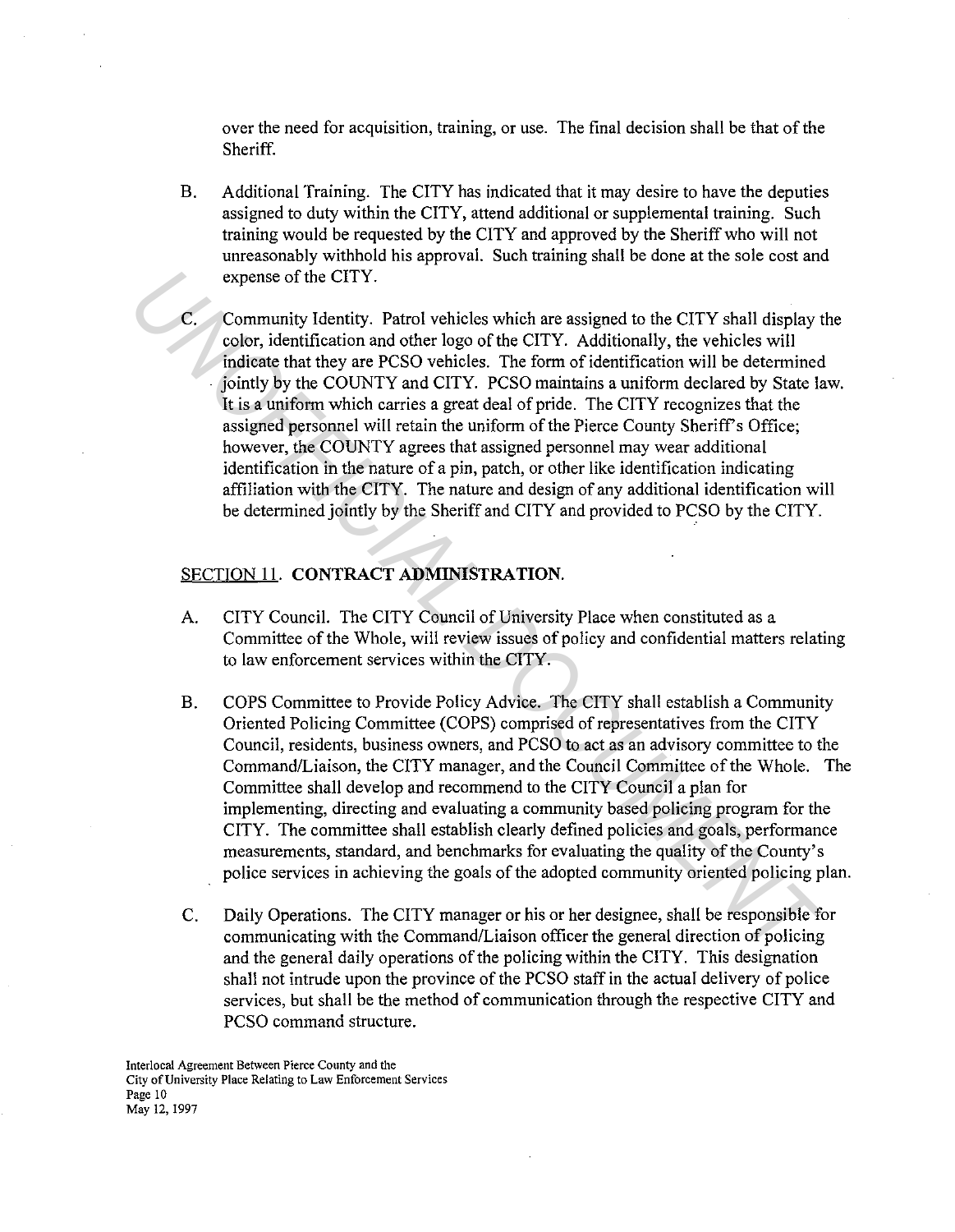over the need for acquisition, training, or use. The final decision shall be that of the Sheriff.

B. Additional Training. The CITY has indicated that it may desire to have the deputies assigned to duty within the CITY, attend additional or supplemental training. Such training would be requested by the CITY and approved by the Sheriff who will not unreasonably withhold his approval. Such training shall be done at the sole cost and expense of the CITY.

C. Community Identity. Patrol vehicles which are assigned to the CITY shall display the color, identification and other logo of the CITY. Additionally, the vehicles will indicate that they are PCSO vehicles. The form of identification will be determined jointly by the COUNTY and CITY. PCSO maintains a uniform declared by State law. It is a uniform which carries a great deal of pride. The CITY recognizes that the assigned personnel will retain the uniform of the Pierce County Sheriff's Office; however, the COUNTY agrees that assigned personnel may wear additional identification in the nature of a pin, patch, or other like identification indicating affiliation with the CITY. The nature and design of any additional identification will be determined jointly by the Sheriff and CITY and provided to PCSO by the CITY.

## SECTION 11. CONTRACT ADMINISTRATION.

A. CITY Council. The CITY Council of University Place when constituted as a Committee of the Whole, will review issues of policy and confidential matters relating to law enforcement services within the CITY.

B. COPS Committee to Provide Policy Advice. The CITY shall establish a Community Oriented Policing Committee (COPS) comprised of representatives from the CITY Council, residents, business owners, and PCSO to act as an advisory committee to the Command/Liaison, the CITY manager, and the Council Committee of the Whole. The Committee shall develop and recommend to the CITY Council a plan for implementing, directing and evaluating a community based policing program for the CITY. The committee shall establish clearly defined policies and goals, performance measurements, standard, and benchmarks for evaluating the quality of the County's police services in achieving the goals of the adopted community oriented policing plan.

C. Daily Operations. The CITY manager or his or her designee, shall be responsible for communicating with the Command/Liaison officer the general direction of policing and the general daily operations of the policing within the CITY. This designation shall not intrude upon the province of the PCSO staff in the actual delivery of police services, but shall be the method of communication through the respective CITY and PCSO command structure.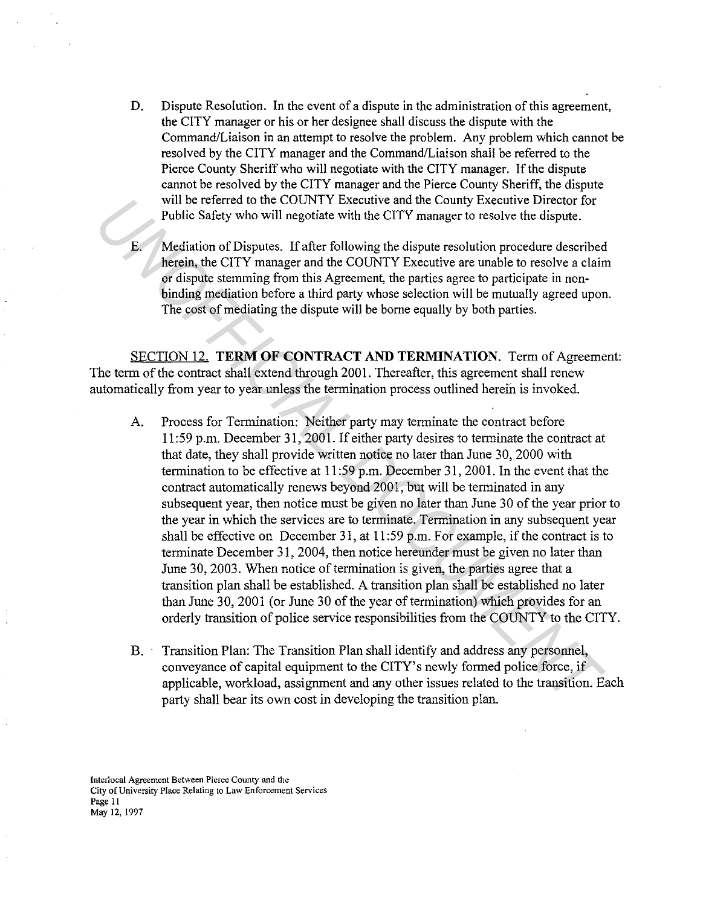D. Dispute Resolution. In the event of a dispute in the administration of this agreement, the CITY manager or his or her designee shall discuss the dispute with the Command/Liaison in an attempt to resolve the problem. Any problem which cannot be resolved by the CITY manager and the Command/Liaison shall be referred to the Pierce County Sheriff who will negotiate with the CITY manager. If the dispute cannot be resolved by the CITY manager and the Pierce County Sheriff, the dispute will be referred to the COUNTY Executive and the County Executive Director for Public Safety who will negotiate with the CITY manager to resolve the dispute.

E. Mediation of Disputes. If after following the dispute resolution procedure described herein, the CITY manager and the COUNTY Executive are unable to resolve a claim or dispute stemming from this Agreement, the parties agree to participate in non-binding mediation before a third party whose selection will be mutually agreed upon. The cost of mediating the dispute will be borne equally by both parties.

SECTION 12. **TERM OF CONTRACT AND TERMINATION.** Term of Agreement: The term of the contract shall extend through 2001. Thereafter, this agreement shall renew automatically from year to year unless the termination process outlined herein is invoked.

A. Process for Termination: Neither party may terminate the contract before 11:59 p.m. December 31, 2001. If either party desires to terminate the contract at that date, they shall provide written notice no later than June 30, 2000 with termination to be effective at 11:59 p.m. December 31, 2001. In the event that the contract automatically renews beyond 2001, but will be terminated in any subsequent year, then notice must be given no later than June 30 of the year prior to the year in which the services are to terminate. Termination in any subsequent year shall be effective on December 31, at 11:59 p.m. For example, if the contract is to terminate December 31, 2004, then notice hereunder must be given no later than June 30, 2003. When notice of termination is given, the parties agree that a transition plan shall be established. A transition plan shall be established no later than June 30, 2001 (or June 30 of the year of termination) which provides for an orderly transition of police service responsibilities from the COUNTY to the CITY.

B. Transition Plan: The Transition Plan shall identify and address any personnel, conveyance of capital equipment to the CITY's newly formed police force, if applicable, workload, assignment and any other issues related to the transition. Each party shall bear its own cost in developing the transition plan.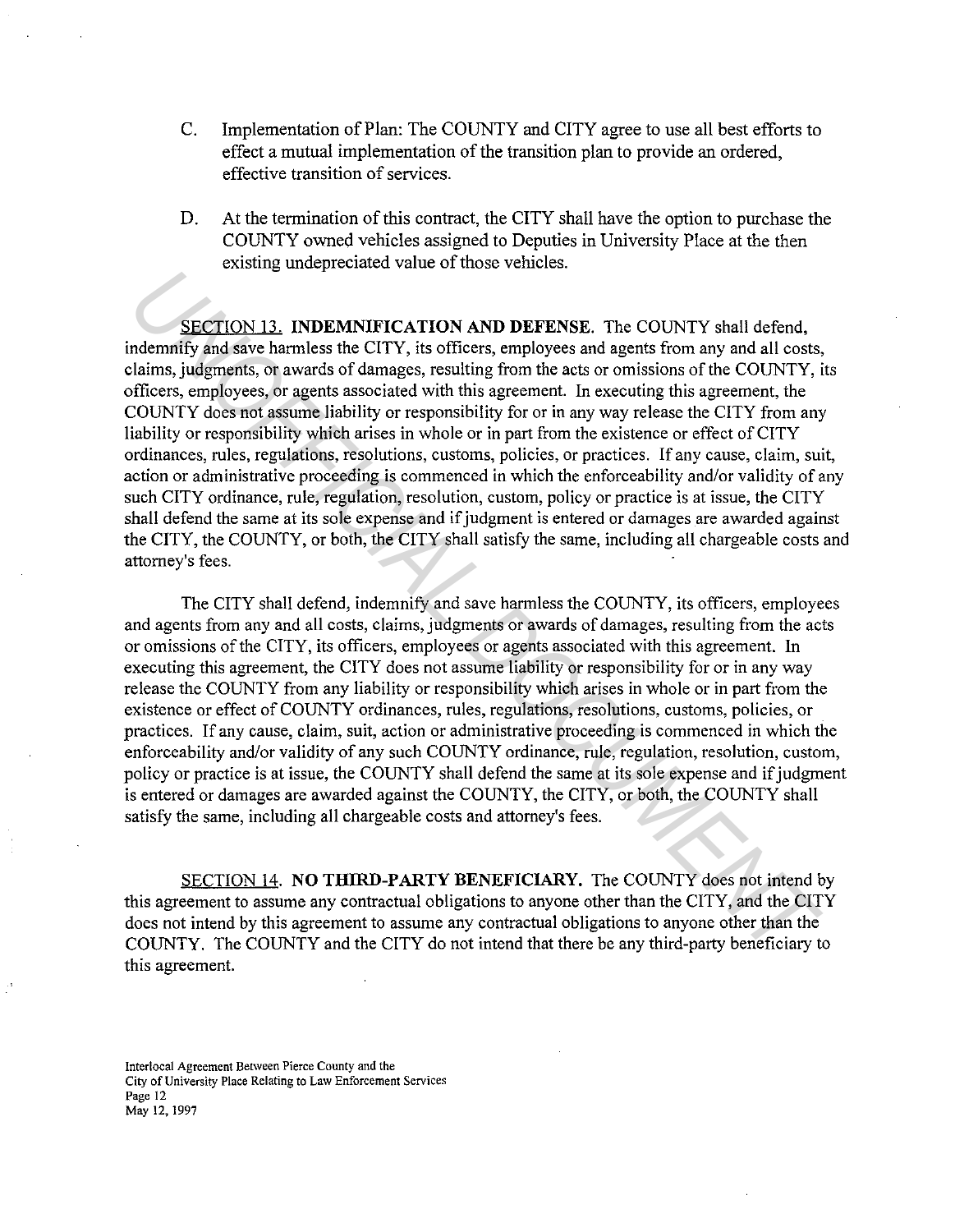C. Implementation of Plan: The COUNTY and CITY agree to use all best efforts to effect a mutual implementation of the transition plan to provide an ordered, effective transition of services.

D. At the termination of this contract, the CITY shall have the option to purchase the COUNTY owned vehicles assigned to Deputies in University Place at the then existing undepreciated value of those vehicles.

SECTION 13. **INDEMNIFICATION AND DEFENSE**. The COUNTY shall defend, indemnify and save harmless the CITY, its officers, employees and agents from any and all costs, claims, judgments, or awards of damages, resulting from the acts or omissions of the COUNTY, its officers, employees, or agents associated with this agreement. In executing this agreement, the COUNTY does not assume liability or responsibility for or in any way release the CITY from any liability or responsibility which arises in whole or in part from the existence or effect of CITY ordinances, rules, regulations, resolutions, customs, policies, or practices. If any cause, claim, suit, action or administrative proceeding is commenced in which the enforceability and/or validity of any such CITY ordinance, rule, regulation, resolution, custom, policy or practice is at issue, the CITY shall defend the same at its sole expense and if judgment is entered or damages are awarded against the CITY, the COUNTY, or both, the CITY shall satisfy the same, including all chargeable costs and attorney's fees.

The CITY shall defend, indemnify and save harmless the COUNTY, its officers, employees and agents from any and all costs, claims, judgments or awards of damages, resulting from the acts or omissions of the CITY, its officers, employees or agents associated with this agreement. In executing this agreement, the CITY does not assume liability or responsibility for or in any way release the COUNTY from any liability or responsibility which arises in whole or in part from the existence or effect of COUNTY ordinances, rules, regulations, resolutions, customs, policies, or practices. If any cause, claim, suit, action or administrative proceeding is commenced in which the enforceability and/or validity of any such COUNTY ordinance, rule, regulation, resolution, custom, policy or practice is at issue, the COUNTY shall defend the same at its sole expense and if judgment is entered or damages are awarded against the COUNTY, the CITY, or both, the COUNTY shall satisfy the same, including all chargeable costs and attorney's fees.

SECTION 14. **NO THIRD-PARTY BENEFICIARY.** The COUNTY does not intend by this agreement to assume any contractual obligations to anyone other than the CITY, and the CITY does not intend by this agreement to assume any contractual obligations to anyone other than the COUNTY. The COUNTY and the CITY do not intend that there be any third-party beneficiary to this agreement.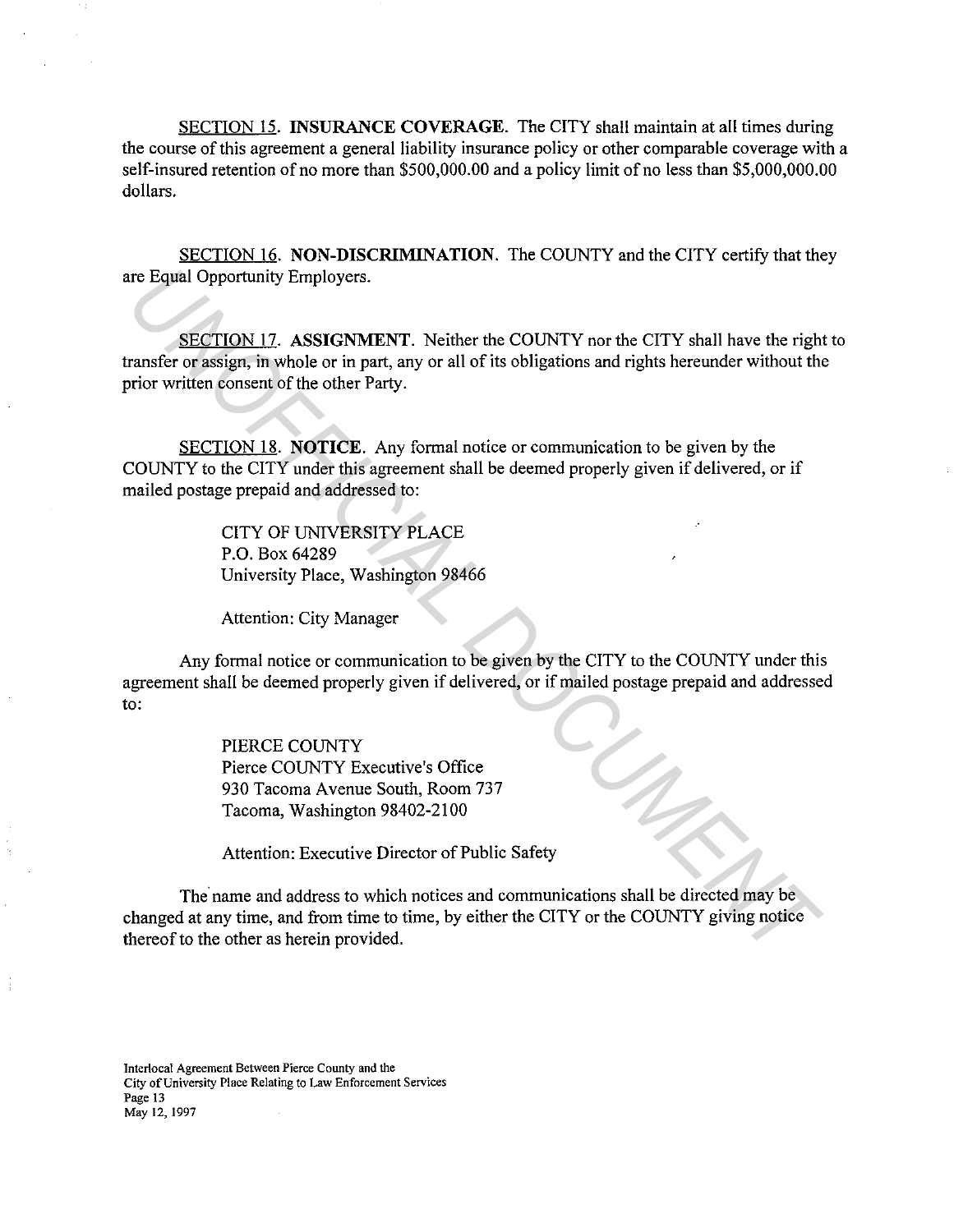<u>SECTION 15</u>. **INSURANCE COVERAGE**. The CITY shall maintain at all times during the course of this agreement a general liability insurance policy or other comparable coverage with a self-insured retention of no more than $500,000.00 and a policy limit of no less than $5,000,000.00 dollars.

<u>SECTION 16</u>. **NON-DISCRIMINATION**. The COUNTY and the CITY certify that they are Equal Opportunity Employers.

<u>SECTION 17</u>. **ASSIGNMENT**. Neither the COUNTY nor the CITY shall have the right to transfer or assign, in whole or in part, any or all of its obligations and rights hereunder without the prior written consent of the other Party.

<u>SECTION 18</u>. **NOTICE**. Any formal notice or communication to be given by the COUNTY to the CITY under this agreement shall be deemed properly given if delivered, or if mailed postage prepaid and addressed to:

CITY OF UNIVERSITY PLACE
P.O. Box 64289
University Place, Washington 98466

Attention: City Manager

Any formal notice or communication to be given by the CITY to the COUNTY under this agreement shall be deemed properly given if delivered, or if mailed postage prepaid and addressed to:

PIERCE COUNTY
Pierce COUNTY Executive's Office
930 Tacoma Avenue South, Room 737
Tacoma, Washington 98402-2100

Attention: Executive Director of Public Safety

The name and address to which notices and communications shall be directed may be changed at any time, and from time to time, by either the CITY or the COUNTY giving notice thereof to the other as herein provided.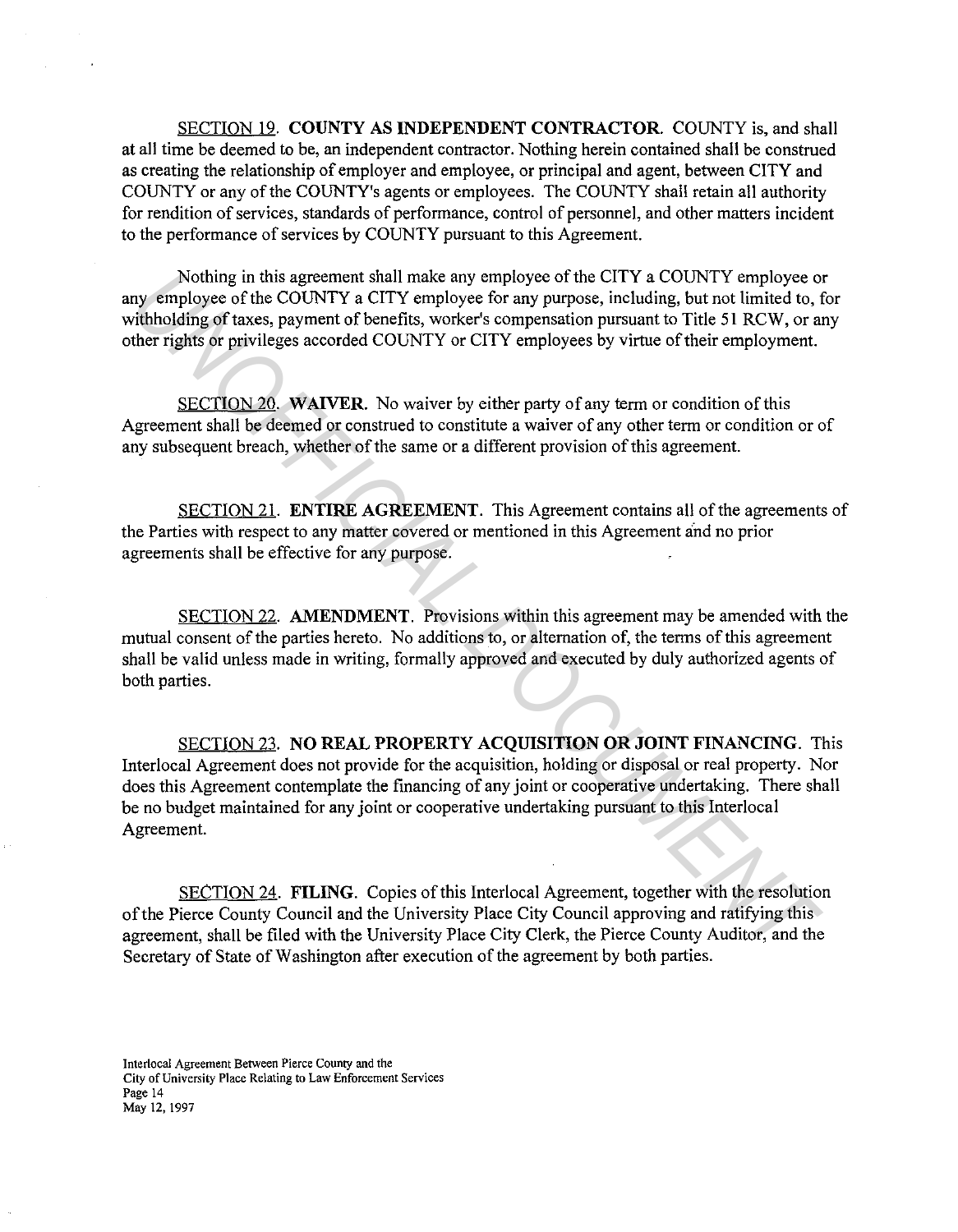SECTION 19. **COUNTY AS INDEPENDENT CONTRACTOR**. COUNTY is, and shall at all time be deemed to be, an independent contractor. Nothing herein contained shall be construed as creating the relationship of employer and employee, or principal and agent, between CITY and COUNTY or any of the COUNTY's agents or employees. The COUNTY shall retain all authority for rendition of services, standards of performance, control of personnel, and other matters incident to the performance of services by COUNTY pursuant to this Agreement.

Nothing in this agreement shall make any employee of the CITY a COUNTY employee or any employee of the COUNTY a CITY employee for any purpose, including, but not limited to, for withholding of taxes, payment of benefits, worker's compensation pursuant to Title 51 RCW, or any other rights or privileges accorded COUNTY or CITY employees by virtue of their employment.

SECTION 20. **WAIVER**. No waiver by either party of any term or condition of this Agreement shall be deemed or construed to constitute a waiver of any other term or condition or of any subsequent breach, whether of the same or a different provision of this agreement.

SECTION 21. **ENTIRE AGREEMENT**. This Agreement contains all of the agreements of the Parties with respect to any matter covered or mentioned in this Agreement and no prior agreements shall be effective for any purpose.

SECTION 22. **AMENDMENT**. Provisions within this agreement may be amended with the mutual consent of the parties hereto. No additions to, or alternation of, the terms of this agreement shall be valid unless made in writing, formally approved and executed by duly authorized agents of both parties.

SECTION 23. **NO REAL PROPERTY ACQUISITION OR JOINT FINANCING**. This Interlocal Agreement does not provide for the acquisition, holding or disposal or real property. Nor does this Agreement contemplate the financing of any joint or cooperative undertaking. There shall be no budget maintained for any joint or cooperative undertaking pursuant to this Interlocal Agreement.

SECTION 24. **FILING**. Copies of this Interlocal Agreement, together with the resolution of the Pierce County Council and the University Place City Council approving and ratifying this agreement, shall be filed with the University Place City Clerk, the Pierce County Auditor, and the Secretary of State of Washington after execution of the agreement by both parties.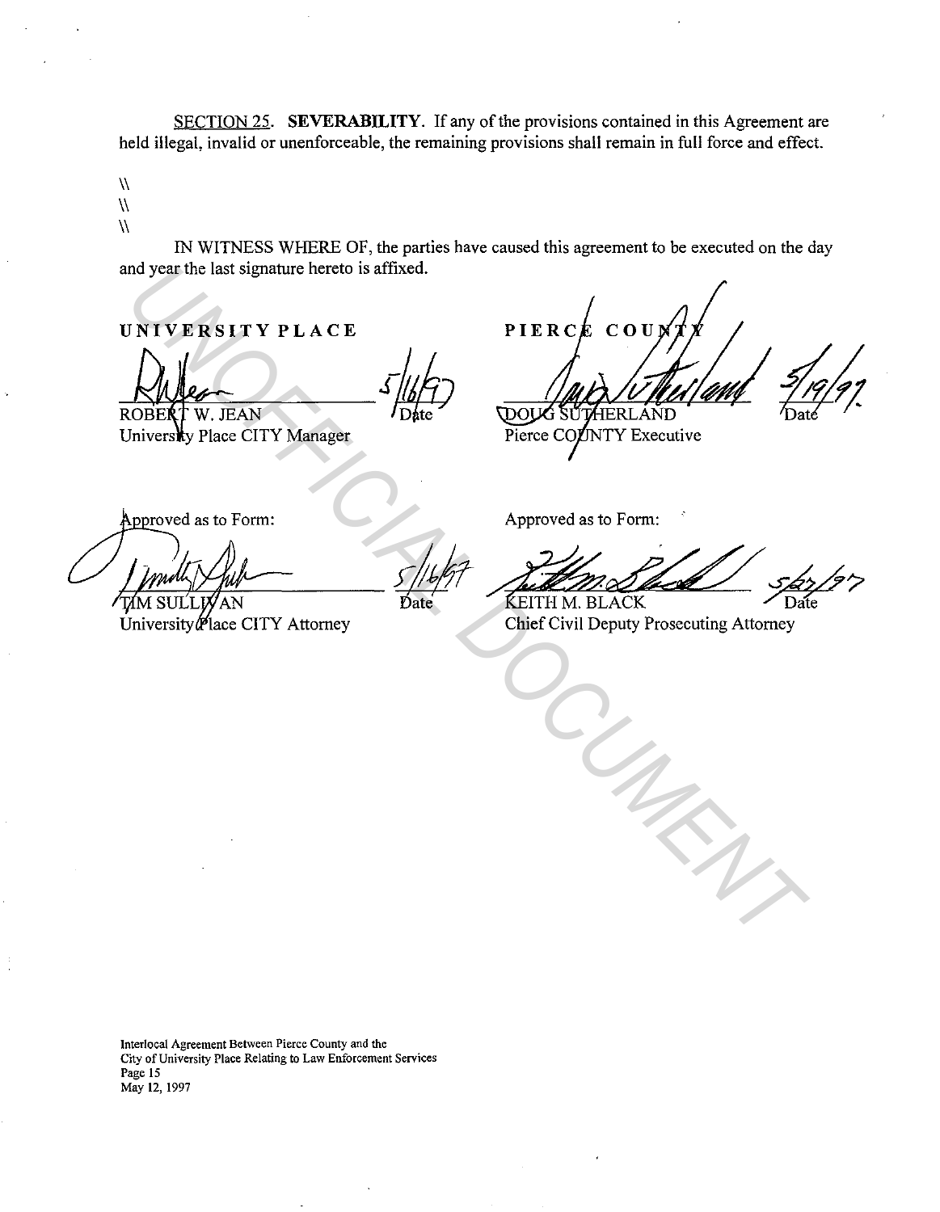SECTION 25. **SEVERABILITY**. If any of the provisions contained in this Agreement are held illegal, invalid or unenforceable, the remaining provisions shall remain in full force and effect.

\\
\\
\\

IN WITNESS WHERE OF, the parties have caused this agreement to be executed on the day and year the last signature hereto is affixed.

| UNIVERSITY PLACE | | PIERCE COUNTY | |
|---|---|---|---|
| ROBERT W. JEAN | 5/16/97 Date | DOUG SUTHERLAND | 5/19/97 Date |
| University Place CITY Manager | | Pierce COUNTY Executive | |
| Approved as to Form: | | Approved as to Form: | |
| TIM SULLIVAN | 5/16/97 Date | KEITH M. BLACK | 5/27/97 Date |
| University Place CITY Attorney | | Chief Civil Deputy Prosecuting Attorney | |

UNOFFICIAL DOCUMENT

Interlocal Agreement Between Pierce County and the City of University Place Relating to Law Enforcement Services
Page 15
May 12, 1997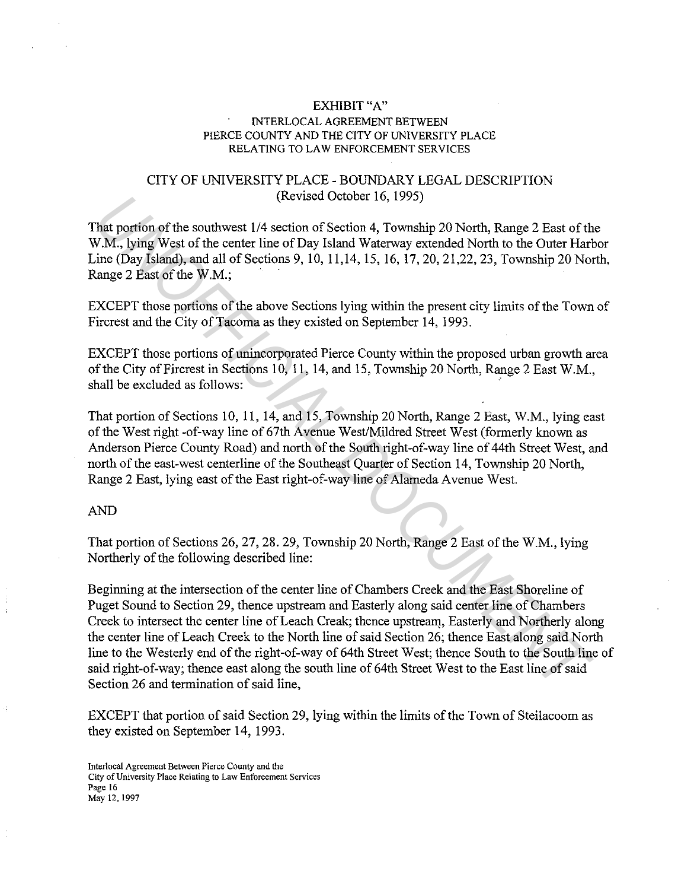EXHIBIT "A"
INTERLOCAL AGREEMENT BETWEEN
PIERCE COUNTY AND THE CITY OF UNIVERSITY PLACE
RELATING TO LAW ENFORCEMENT SERVICES

CITY OF UNIVERSITY PLACE - BOUNDARY LEGAL DESCRIPTION
(Revised October 16, 1995)

That portion of the southwest 1/4 section of Section 4, Township 20 North, Range 2 East of the W.M., lying West of the center line of Day Island Waterway extended North to the Outer Harbor Line (Day Island), and all of Sections 9, 10, 11,14, 15, 16, 17, 20, 21,22, 23, Township 20 North, Range 2 East of the W.M.;

EXCEPT those portions of the above Sections lying within the present city limits of the Town of Fircrest and the City of Tacoma as they existed on September 14, 1993.

EXCEPT those portions of unincorporated Pierce County within the proposed urban growth area of the City of Fircrest in Sections 10, 11, 14, and 15, Township 20 North, Range 2 East W.M., shall be excluded as follows:

That portion of Sections 10, 11, 14, and 15, Township 20 North, Range 2 East, W.M., lying east of the West right -of-way line of 67th Avenue West/Mildred Street West (formerly known as Anderson Pierce County Road) and north of the South right-of-way line of 44th Street West, and north of the east-west centerline of the Southeast Quarter of Section 14, Township 20 North, Range 2 East, lying east of the East right-of-way line of Alameda Avenue West.

AND

That portion of Sections 26, 27, 28. 29, Township 20 North, Range 2 East of the W.M., lying Northerly of the following described line:

Beginning at the intersection of the center line of Chambers Creek and the East Shoreline of Puget Sound to Section 29, thence upstream and Easterly along said center line of Chambers Creek to intersect the center line of Leach Creak; thence upstream, Easterly and Northerly along the center line of Leach Creek to the North line of said Section 26; thence East along said North line to the Westerly end of the right-of-way of 64th Street West; thence South to the South line of said right-of-way; thence east along the south line of 64th Street West to the East line of said Section 26 and termination of said line,

EXCEPT that portion of said Section 29, lying within the limits of the Town of Steilacoom as they existed on September 14, 1993.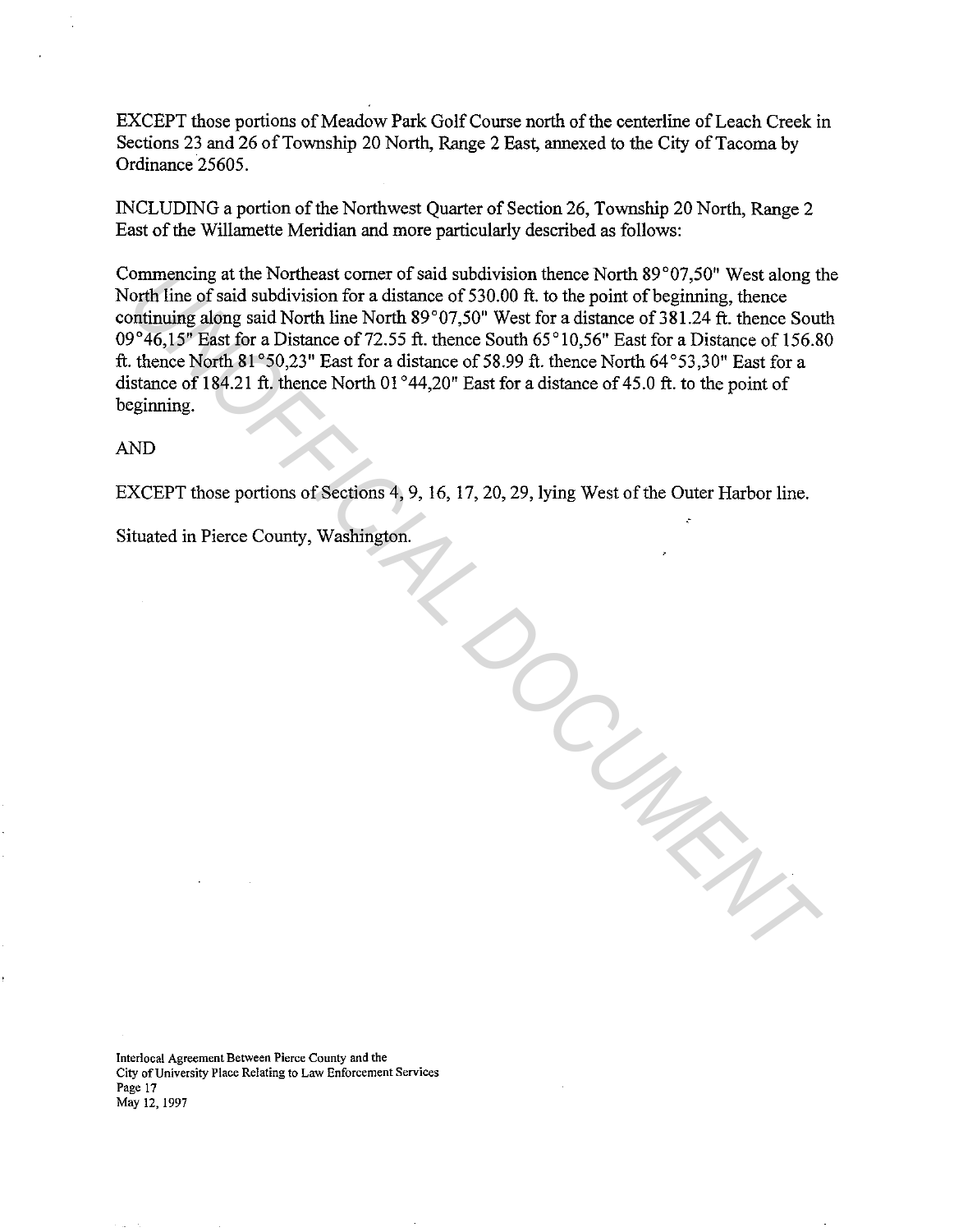EXCEPT those portions of Meadow Park Golf Course north of the centerline of Leach Creek in Sections 23 and 26 of Township 20 North, Range 2 East, annexed to the City of Tacoma by Ordinance 25605.

INCLUDING a portion of the Northwest Quarter of Section 26, Township 20 North, Range 2 East of the Willamette Meridian and more particularly described as follows:

Commencing at the Northeast corner of said subdivision thence North 89°07,50" West along the North line of said subdivision for a distance of 530.00 ft. to the point of beginning, thence continuing along said North line North 89°07,50" West for a distance of 381.24 ft. thence South 09°46,15" East for a Distance of 72.55 ft. thence South 65°10,56" East for a Distance of 156.80 ft. thence North 81°50,23" East for a distance of 58.99 ft. thence North 64°53,30" East for a distance of 184.21 ft. thence North 01°44,20" East for a distance of 45.0 ft. to the point of beginning.

AND

EXCEPT those portions of Sections 4, 9, 16, 17, 20, 29, lying West of the Outer Harbor line.

Situated in Pierce County, Washington.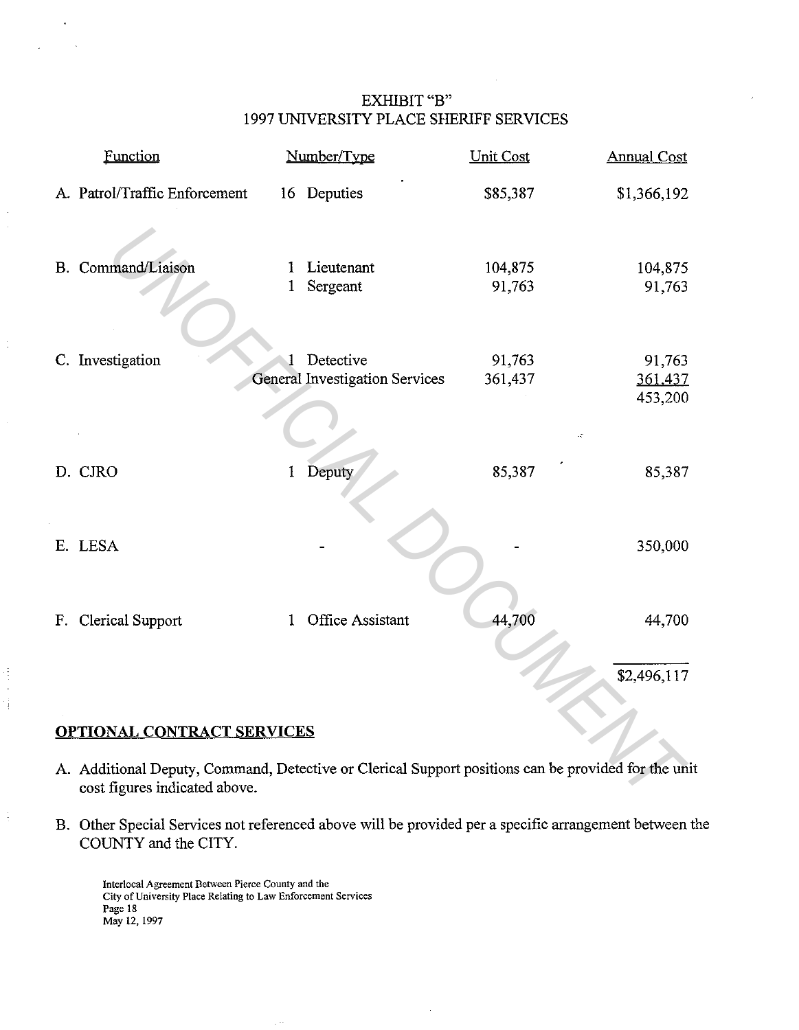EXHIBIT "B"
1997 UNIVERSITY PLACE SHERIFF SERVICES

| Function | Number/Type | Unit Cost | Annual Cost |
|---|---|---|---|
| A. Patrol/Traffic Enforcement | 16 Deputies | $85,387 | $1,366,192 |
| B. Command/Liaison | 1 Lieutenant | 104,875 | 104,875 |
| | 1 Sergeant | 91,763 | 91,763 |
| C. Investigation | 1 Detective | 91,763 | 91,763 |
| | General Investigation Services | 361,437 | 361,437 |
| | | | 453,200 |
| D. CJRO | 1 Deputy | 85,387 | 85,387 |
| E. LESA | - | - | 350,000 |
| F. Clerical Support | 1 Office Assistant | 44,700 | 44,700 |
| | | | $2,496,117 |

**OPTIONAL CONTRACT SERVICES**

A. Additional Deputy, Command, Detective or Clerical Support positions can be provided for the unit cost figures indicated above.

B. Other Special Services not referenced above will be provided per a specific arrangement between the COUNTY and the CITY.

Interlocal Agreement Between Pierce County and the
City of University Place Relating to Law Enforcement Services
Page 18
May 12, 1997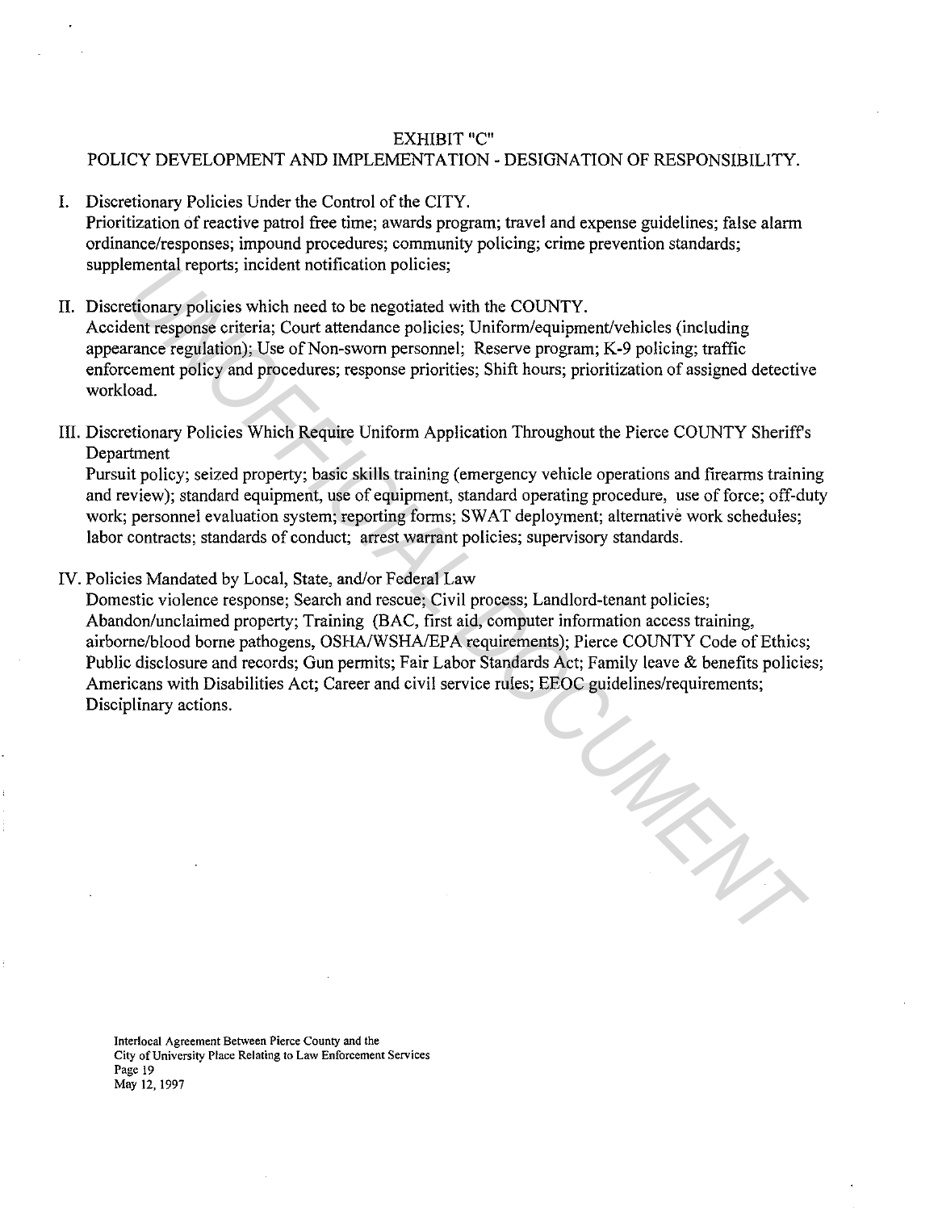EXHIBIT "C"

POLICY DEVELOPMENT AND IMPLEMENTATION - DESIGNATION OF RESPONSIBILITY.

I. Discretionary Policies Under the Control of the CITY.
Prioritization of reactive patrol free time; awards program; travel and expense guidelines; false alarm ordinance/responses; impound procedures; community policing; crime prevention standards; supplemental reports; incident notification policies;

II. Discretionary policies which need to be negotiated with the COUNTY.
Accident response criteria; Court attendance policies; Uniform/equipment/vehicles (including appearance regulation); Use of Non-sworn personnel; Reserve program; K-9 policing; traffic enforcement policy and procedures; response priorities; Shift hours; prioritization of assigned detective workload.

III. Discretionary Policies Which Require Uniform Application Throughout the Pierce COUNTY Sheriff's Department
Pursuit policy; seized property; basic skills training (emergency vehicle operations and firearms training and review); standard equipment, use of equipment, standard operating procedure, use of force; off-duty work; personnel evaluation system; reporting forms; SWAT deployment; alternative work schedules; labor contracts; standards of conduct; arrest warrant policies; supervisory standards.

IV. Policies Mandated by Local, State, and/or Federal Law
Domestic violence response; Search and rescue; Civil process; Landlord-tenant policies; Abandon/unclaimed property; Training (BAC, first aid, computer information access training, airborne/blood borne pathogens, OSHA/WSHA/EPA requirements); Pierce COUNTY Code of Ethics; Public disclosure and records; Gun permits; Fair Labor Standards Act; Family leave & benefits policies; Americans with Disabilities Act; Career and civil service rules; EEOC guidelines/requirements; Disciplinary actions.